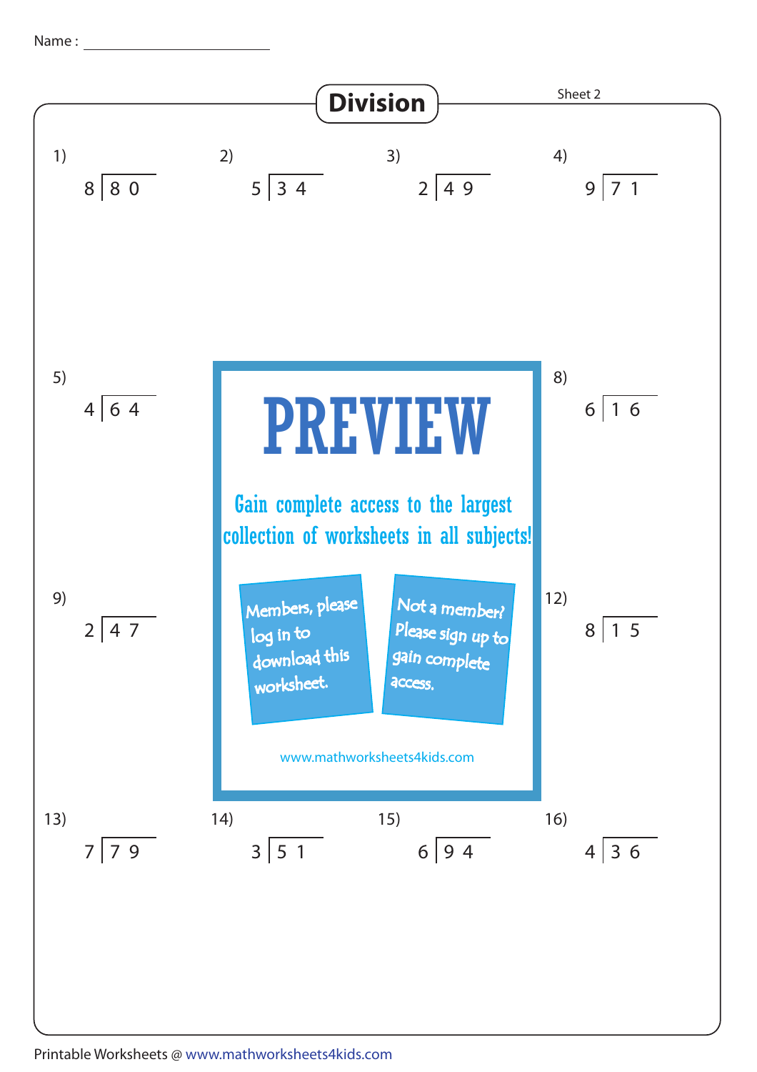Name : ____________________

# Division

Sheet 2

1) $8\overline{)80}$

2) $5\overline{)34}$

3) $2\overline{)49}$

4) $9\overline{)71}$

5) $4\overline{)64}$

8) $6\overline{)16}$

9) $2\overline{)47}$

12) $8\overline{)15}$

13) $7\overline{)79}$

14) $3\overline{)51}$

15) $6\overline{)94}$

16) $4\overline{)36}$

PREVIEW

Gain complete access to the largest collection of worksheets in all subjects!

Members, please log in to download this worksheet.

Not a member? Please sign up to gain complete access.

www.mathworksheets4kids.com

Printable Worksheets @ www.mathworksheets4kids.com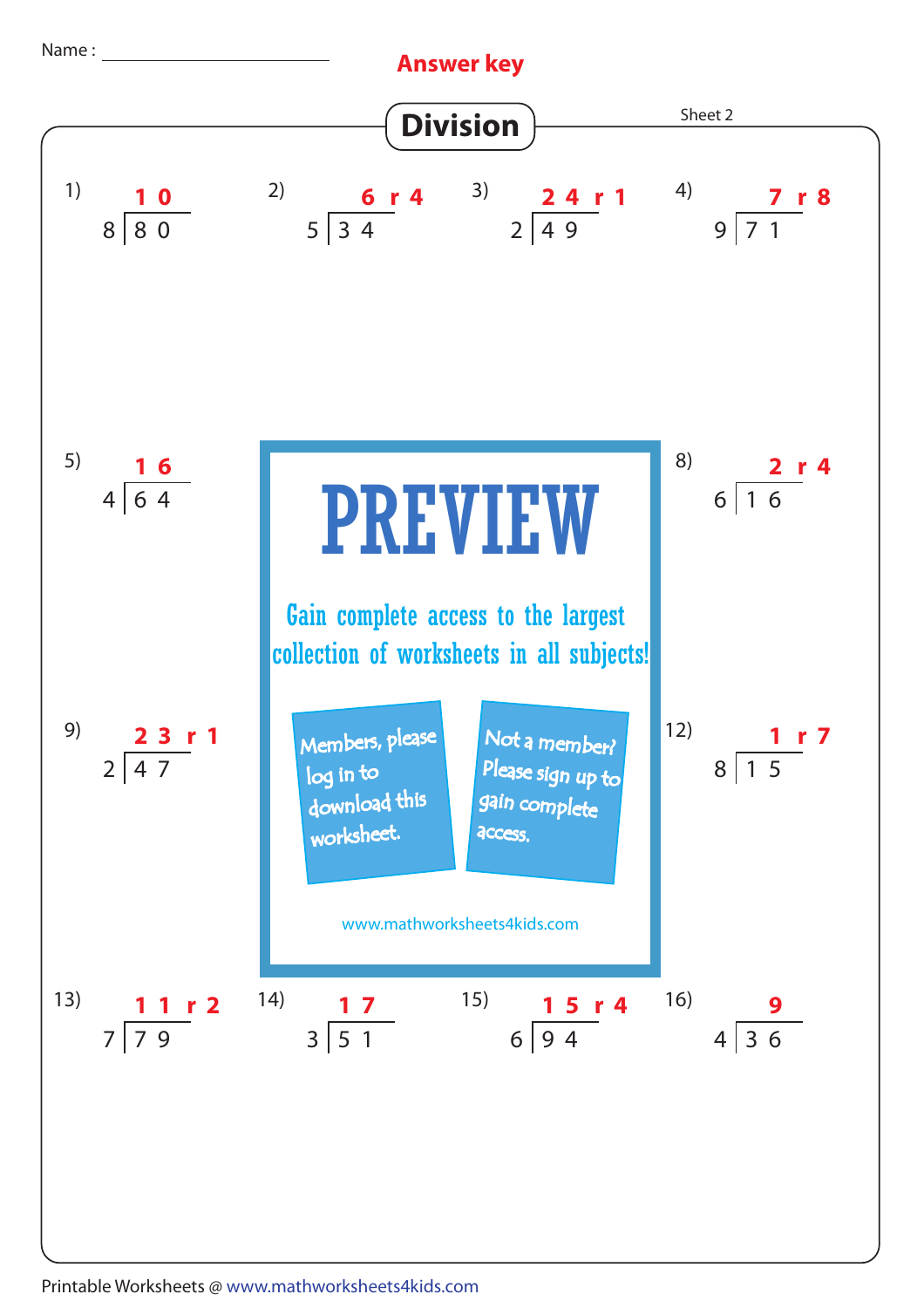Name : ____________________

**Answer key**

# Division

Sheet 2

1) $8 \overline{)80}$ **10**

2) $5 \overline{)34}$ **6 r 4**

3) $2 \overline{)49}$ **24 r 1**

4) $9 \overline{)71}$ **7 r 8**

5) $4 \overline{)64}$ **16**

8) $6 \overline{)16}$ **2 r 4**

9) $2 \overline{)47}$ **23 r 1**

12) $8 \overline{)15}$ **1 r 7**

13) $7 \overline{)79}$ **11 r 2**

14) $3 \overline{)51}$ **17**

15) $6 \overline{)94}$ **15 r 4**

16) $4 \overline{)36}$ **9**

**PREVIEW**

Gain complete access to the largest collection of worksheets in all subjects!

Members, please log in to download this worksheet.

Not a member? Please sign up to gain complete access.

www.mathworksheets4kids.com

Printable Worksheets @ www.mathworksheets4kids.com